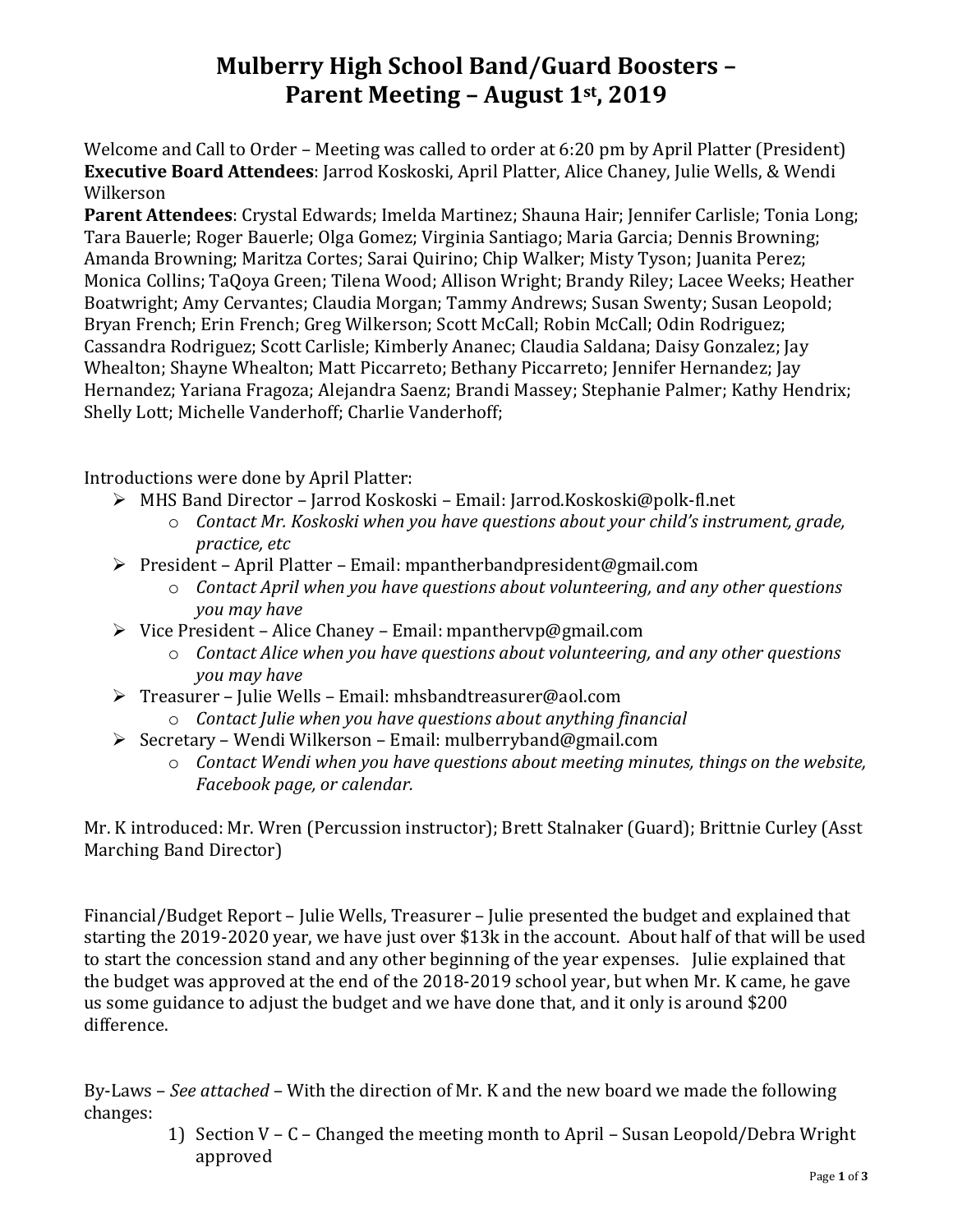# Mulberry High School Band/Guard Boosters – Parent Meeting – August 1st, 2019

Welcome and Call to Order – Meeting was called to order at 6:20 pm by April Platter (President)
**Executive Board Attendees**: Jarrod Koskoski, April Platter, Alice Chaney, Julie Wells, & Wendi Wilkerson
**Parent Attendees**: Crystal Edwards; Imelda Martinez; Shauna Hair; Jennifer Carlisle; Tonia Long; Tara Bauerle; Roger Bauerle; Olga Gomez; Virginia Santiago; Maria Garcia; Dennis Browning; Amanda Browning; Maritza Cortes; Sarai Quirino; Chip Walker; Misty Tyson; Juanita Perez; Monica Collins; TaQoya Green; Tilena Wood; Allison Wright; Brandy Riley; Lacee Weeks; Heather Boatwright; Amy Cervantes; Claudia Morgan; Tammy Andrews; Susan Swenty; Susan Leopold; Bryan French; Erin French; Greg Wilkerson; Scott McCall; Robin McCall; Odin Rodriguez; Cassandra Rodriguez; Scott Carlisle; Kimberly Ananec; Claudia Saldana; Daisy Gonzalez; Jay Whealton; Shayne Whealton; Matt Piccarreto; Bethany Piccarreto; Jennifer Hernandez; Jay Hernandez; Yariana Fragoza; Alejandra Saenz; Brandi Massey; Stephanie Palmer; Kathy Hendrix; Shelly Lott; Michelle Vanderhoff; Charlie Vanderhoff;

Introductions were done by April Platter:

- MHS Band Director – Jarrod Koskoski – Email: Jarrod.Koskoski@polk-fl.net
  - *Contact Mr. Koskoski when you have questions about your child's instrument, grade, practice, etc*
- President – April Platter – Email: mpantherbandpresident@gmail.com
  - *Contact April when you have questions about volunteering, and any other questions you may have*
- Vice President – Alice Chaney – Email: mpanthervp@gmail.com
  - *Contact Alice when you have questions about volunteering, and any other questions you may have*
- Treasurer – Julie Wells – Email: mhsbandtreasurer@aol.com
  - *Contact Julie when you have questions about anything financial*
- Secretary – Wendi Wilkerson – Email: mulberryband@gmail.com
  - *Contact Wendi when you have questions about meeting minutes, things on the website, Facebook page, or calendar.*

Mr. K introduced: Mr. Wren (Percussion instructor); Brett Stalnaker (Guard); Brittnie Curley (Asst Marching Band Director)

Financial/Budget Report – Julie Wells, Treasurer – Julie presented the budget and explained that starting the 2019-2020 year, we have just over $13k in the account. About half of that will be used to start the concession stand and any other beginning of the year expenses. Julie explained that the budget was approved at the end of the 2018-2019 school year, but when Mr. K came, he gave us some guidance to adjust the budget and we have done that, and it only is around $200 difference.

By-Laws – *See attached* – With the direction of Mr. K and the new board we made the following changes:

1) Section V – C – Changed the meeting month to April – Susan Leopold/Debra Wright approved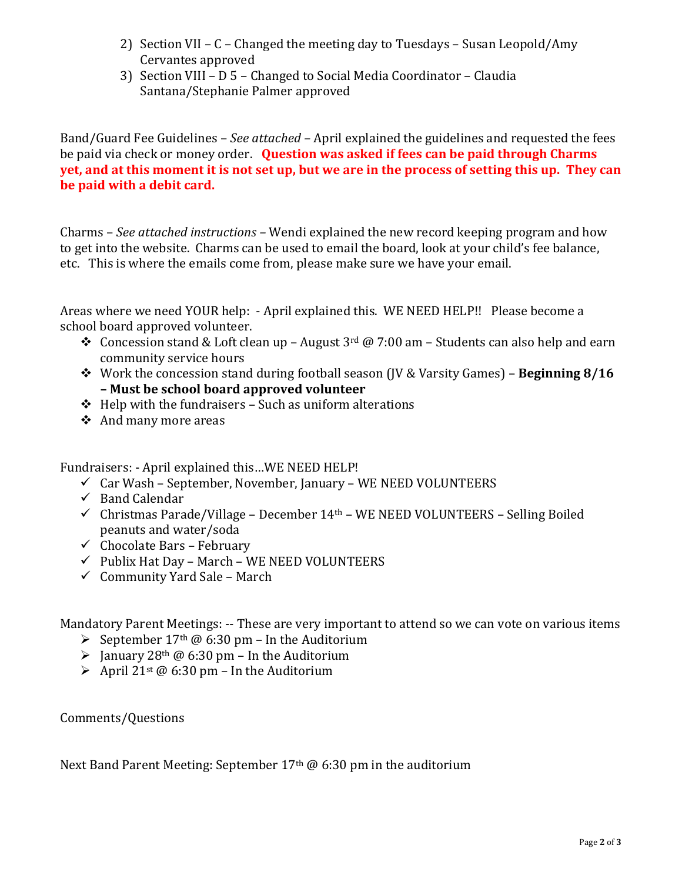2) Section VII – C – Changed the meeting day to Tuesdays – Susan Leopold/Amy Cervantes approved
3) Section VIII – D 5 – Changed to Social Media Coordinator – Claudia Santana/Stephanie Palmer approved

Band/Guard Fee Guidelines – *See attached* – April explained the guidelines and requested the fees be paid via check or money order. **Question was asked if fees can be paid through Charms yet, and at this moment it is not set up, but we are in the process of setting this up. They can be paid with a debit card.**

Charms – *See attached instructions* – Wendi explained the new record keeping program and how to get into the website. Charms can be used to email the board, look at your child's fee balance, etc. This is where the emails come from, please make sure we have your email.

Areas where we need YOUR help: - April explained this. WE NEED HELP!! Please become a school board approved volunteer.

- Concession stand & Loft clean up – August 3rd @ 7:00 am – Students can also help and earn community service hours
- Work the concession stand during football season (JV & Varsity Games) – **Beginning 8/16 – Must be school board approved volunteer**
- Help with the fundraisers – Such as uniform alterations
- And many more areas

Fundraisers: - April explained this…WE NEED HELP!

- Car Wash – September, November, January – WE NEED VOLUNTEERS
- Band Calendar
- Christmas Parade/Village – December 14th – WE NEED VOLUNTEERS – Selling Boiled peanuts and water/soda
- Chocolate Bars – February
- Publix Hat Day – March – WE NEED VOLUNTEERS
- Community Yard Sale – March

Mandatory Parent Meetings: -- These are very important to attend so we can vote on various items

- September 17th @ 6:30 pm – In the Auditorium
- January 28th @ 6:30 pm – In the Auditorium
- April 21st @ 6:30 pm – In the Auditorium

Comments/Questions

Next Band Parent Meeting: September 17th @ 6:30 pm in the auditorium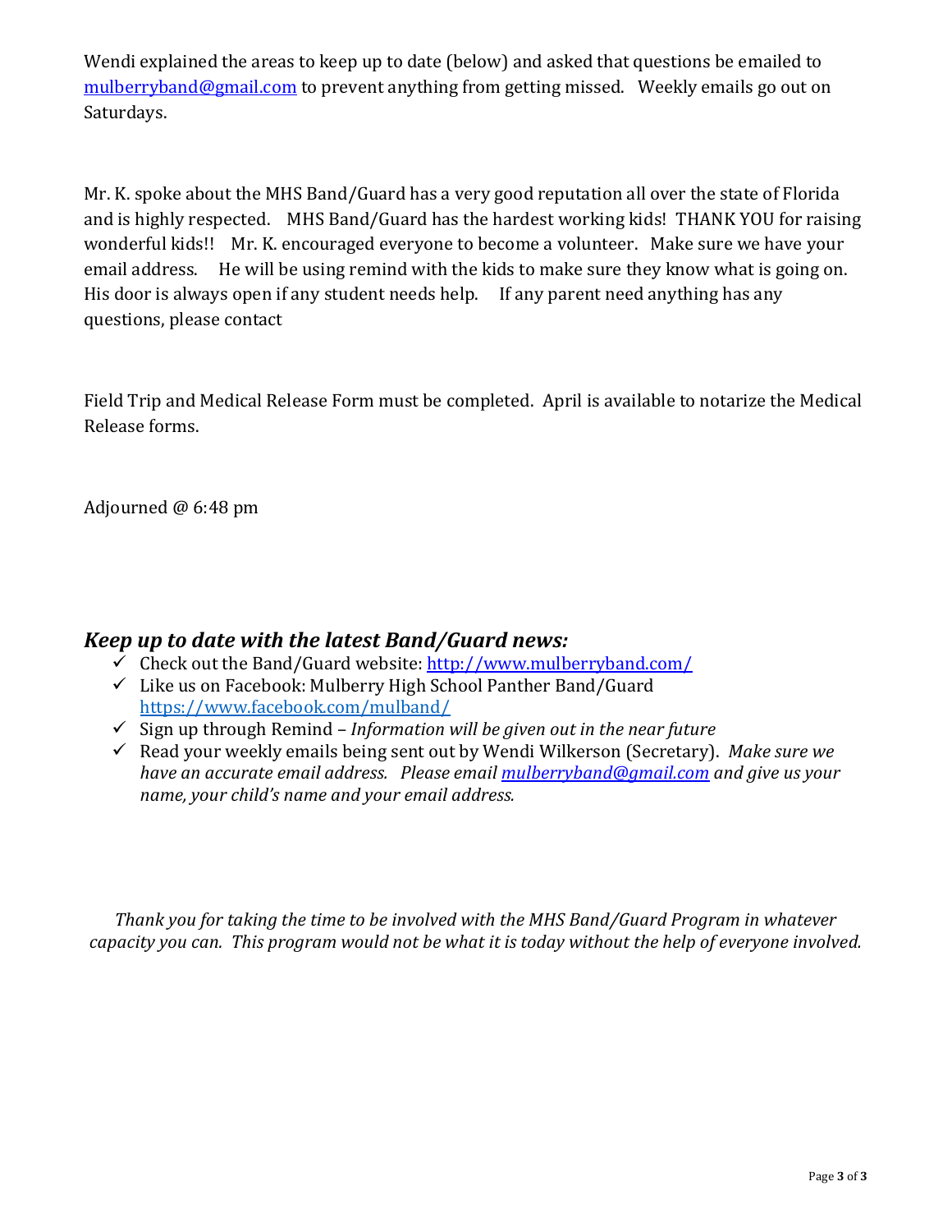Wendi explained the areas to keep up to date (below) and asked that questions be emailed to mulberryband@gmail.com to prevent anything from getting missed.   Weekly emails go out on Saturdays.

Mr. K. spoke about the MHS Band/Guard has a very good reputation all over the state of Florida and is highly respected.   MHS Band/Guard has the hardest working kids!  THANK YOU for raising wonderful kids!!   Mr. K. encouraged everyone to become a volunteer.   Make sure we have your email address.    He will be using remind with the kids to make sure they know what is going on.   His door is always open if any student needs help.    If any parent need anything has any questions, please contact

Field Trip and Medical Release Form must be completed.  April is available to notarize the Medical Release forms.

Adjourned @ 6:48 pm

## *Keep up to date with the latest Band/Guard news:*

- ✓ Check out the Band/Guard website: http://www.mulberryband.com/
- ✓ Like us on Facebook: Mulberry High School Panther Band/Guard https://www.facebook.com/mulband/
- ✓ Sign up through Remind – *Information will be given out in the near future*
- ✓ Read your weekly emails being sent out by Wendi Wilkerson (Secretary).  *Make sure we have an accurate email address.   Please email mulberryband@gmail.com and give us your name, your child's name and your email address.*

*Thank you for taking the time to be involved with the MHS Band/Guard Program in whatever capacity you can.  This program would not be what it is today without the help of everyone involved.*